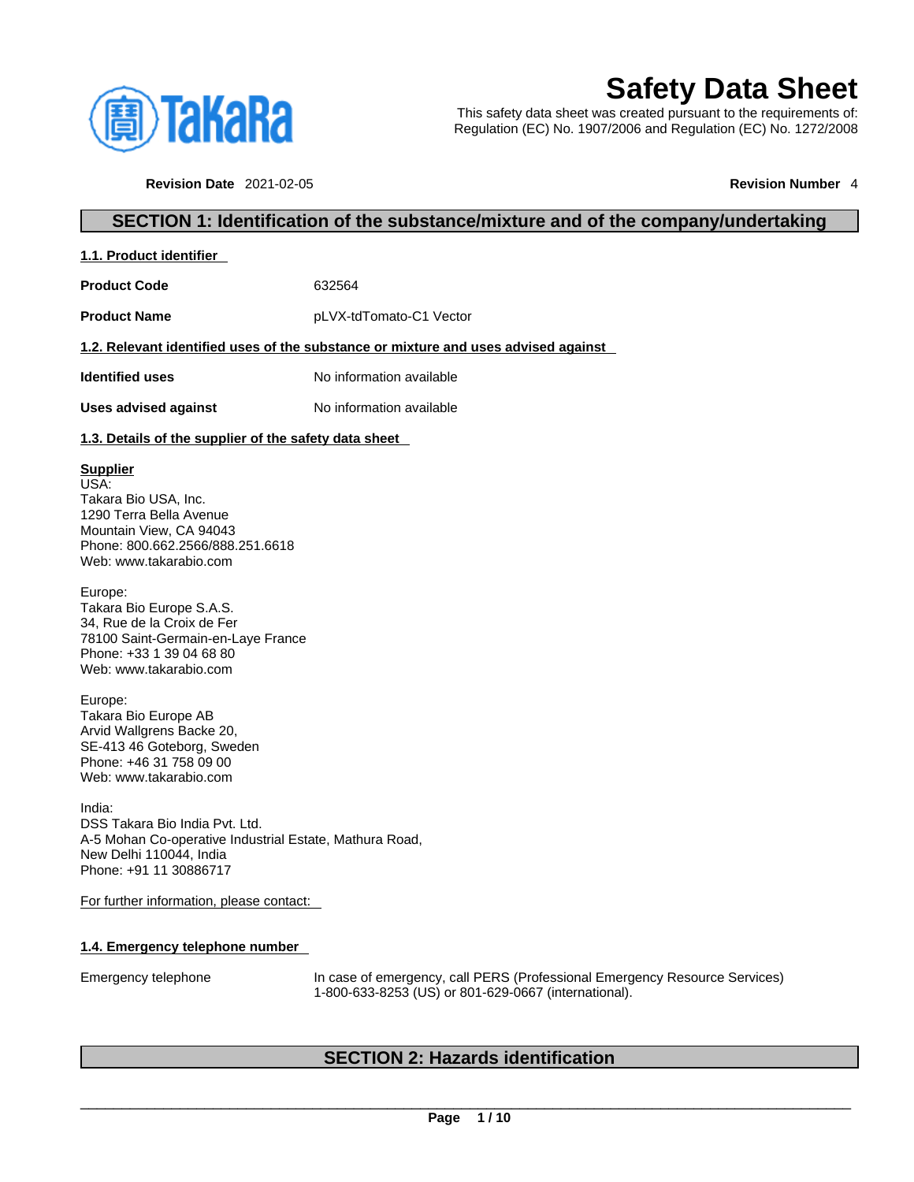# Safety Data Sheet

This safety data sheet was created pursuant to the requirements of:
Regulation (EC) No. 1907/2006 and Regulation (EC) No. 1272/2008

**Revision Date** 2021-02-05 **Revision Number** 4

## SECTION 1: Identification of the substance/mixture and of the company/undertaking

### 1.1. Product identifier

**Product Code** 632564

**Product Name** pLVX-tdTomato-C1 Vector

### 1.2. Relevant identified uses of the substance or mixture and uses advised against

**Identified uses** No information available

**Uses advised against** No information available

### 1.3. Details of the supplier of the safety data sheet

**Supplier**
USA:
Takara Bio USA, Inc.
1290 Terra Bella Avenue
Mountain View, CA 94043
Phone: 800.662.2566/888.251.6618
Web: www.takarabio.com

Europe:
Takara Bio Europe S.A.S.
34, Rue de la Croix de Fer
78100 Saint-Germain-en-Laye France
Phone: +33 1 39 04 68 80
Web: www.takarabio.com

Europe:
Takara Bio Europe AB
Arvid Wallgrens Backe 20,
SE-413 46 Goteborg, Sweden
Phone: +46 31 758 09 00
Web: www.takarabio.com

India:
DSS Takara Bio India Pvt. Ltd.
A-5 Mohan Co-operative Industrial Estate, Mathura Road,
New Delhi 110044, India
Phone: +91 11 30886717

For further information, please contact:

### 1.4. Emergency telephone number

Emergency telephone In case of emergency, call PERS (Professional Emergency Resource Services) 1-800-633-8253 (US) or 801-629-0667 (international).

## SECTION 2: Hazards identification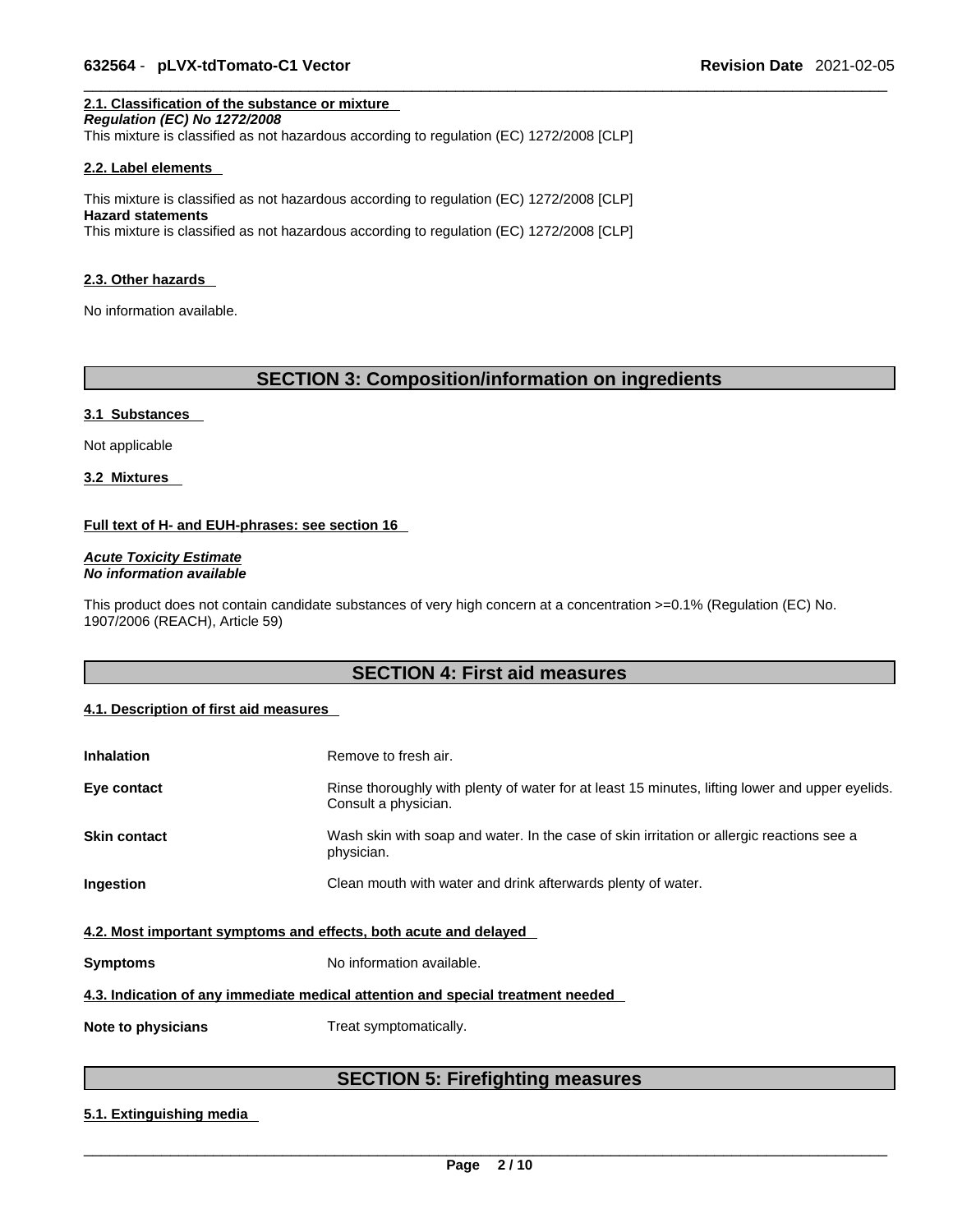**2.1. Classification of the substance or mixture**

***Regulation (EC) No 1272/2008***

This mixture is classified as not hazardous according to regulation (EC) 1272/2008 [CLP]

**2.2. Label elements**

This mixture is classified as not hazardous according to regulation (EC) 1272/2008 [CLP]

**Hazard statements**

This mixture is classified as not hazardous according to regulation (EC) 1272/2008 [CLP]

**2.3. Other hazards**

No information available.

## SECTION 3: Composition/information on ingredients

**3.1 Substances**

Not applicable

**3.2 Mixtures**

**Full text of H- and EUH-phrases: see section 16**

***Acute Toxicity Estimate***

***No information available***

This product does not contain candidate substances of very high concern at a concentration >=0.1% (Regulation (EC) No. 1907/2006 (REACH), Article 59)

## SECTION 4: First aid measures

**4.1. Description of first aid measures**

| | |
|---|---|
| **Inhalation** | Remove to fresh air. |
| **Eye contact** | Rinse thoroughly with plenty of water for at least 15 minutes, lifting lower and upper eyelids. Consult a physician. |
| **Skin contact** | Wash skin with soap and water. In the case of skin irritation or allergic reactions see a physician. |
| **Ingestion** | Clean mouth with water and drink afterwards plenty of water. |

**4.2. Most important symptoms and effects, both acute and delayed**

| | |
|---|---|
| **Symptoms** | No information available. |

**4.3. Indication of any immediate medical attention and special treatment needed**

| | |
|---|---|
| **Note to physicians** | Treat symptomatically. |

## SECTION 5: Firefighting measures

**5.1. Extinguishing media**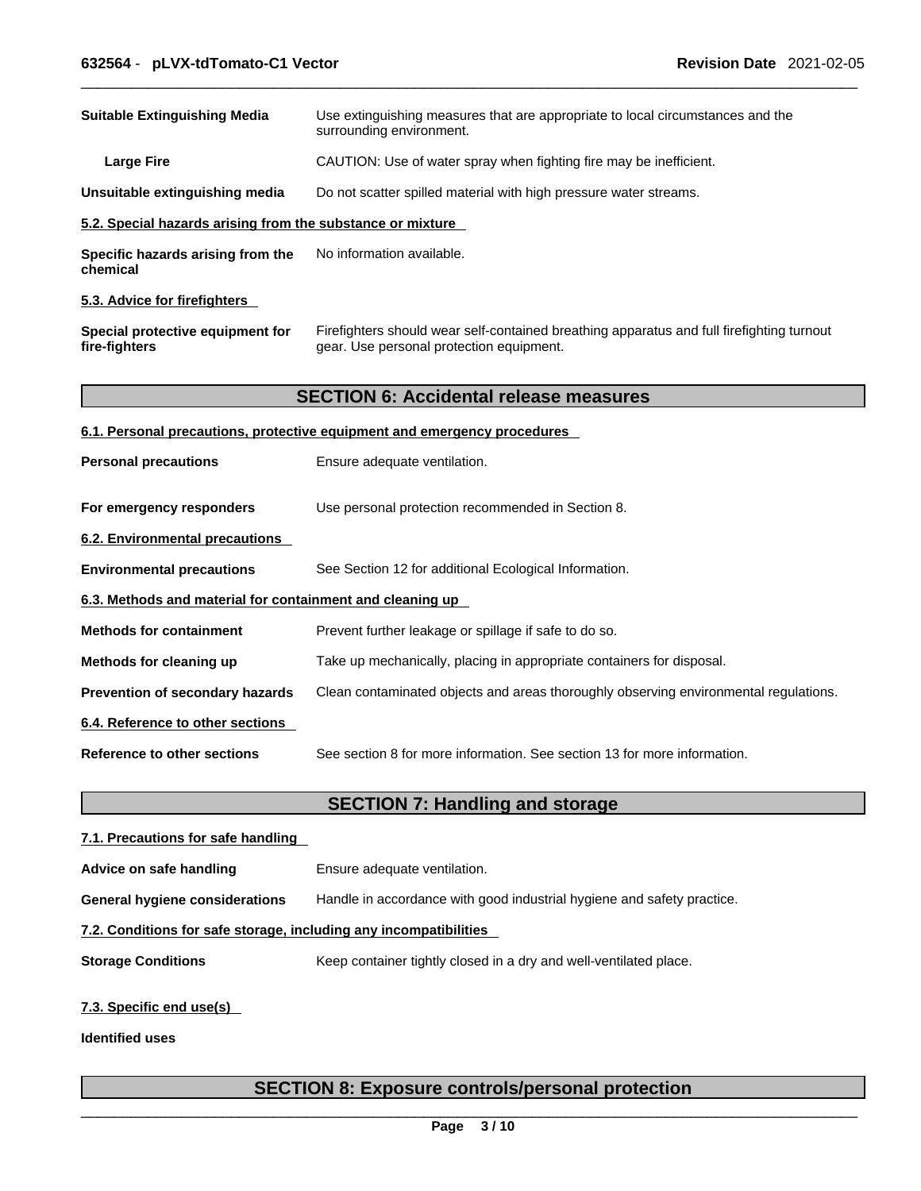| | |
|---|---|
| **Suitable Extinguishing Media** | Use extinguishing measures that are appropriate to local circumstances and the surrounding environment. |
| **Large Fire** | CAUTION: Use of water spray when fighting fire may be inefficient. |
| **Unsuitable extinguishing media** | Do not scatter spilled material with high pressure water streams. |

**5.2. Special hazards arising from the substance or mixture**

| | |
|---|---|
| **Specific hazards arising from the chemical** | No information available. |

**5.3. Advice for firefighters**

| | |
|---|---|
| **Special protective equipment for fire-fighters** | Firefighters should wear self-contained breathing apparatus and full firefighting turnout gear. Use personal protection equipment. |

## SECTION 6: Accidental release measures

**6.1. Personal precautions, protective equipment and emergency procedures**

| | |
|---|---|
| **Personal precautions** | Ensure adequate ventilation. |
| **For emergency responders** | Use personal protection recommended in Section 8. |

**6.2. Environmental precautions**

| | |
|---|---|
| **Environmental precautions** | See Section 12 for additional Ecological Information. |

**6.3. Methods and material for containment and cleaning up**

| | |
|---|---|
| **Methods for containment** | Prevent further leakage or spillage if safe to do so. |
| **Methods for cleaning up** | Take up mechanically, placing in appropriate containers for disposal. |
| **Prevention of secondary hazards** | Clean contaminated objects and areas thoroughly observing environmental regulations. |

**6.4. Reference to other sections**

| | |
|---|---|
| **Reference to other sections** | See section 8 for more information. See section 13 for more information. |

## SECTION 7: Handling and storage

**7.1. Precautions for safe handling**

| | |
|---|---|
| **Advice on safe handling** | Ensure adequate ventilation. |
| **General hygiene considerations** | Handle in accordance with good industrial hygiene and safety practice. |

**7.2. Conditions for safe storage, including any incompatibilities**

| | |
|---|---|
| **Storage Conditions** | Keep container tightly closed in a dry and well-ventilated place. |

**7.3. Specific end use(s)**

**Identified uses**

## SECTION 8: Exposure controls/personal protection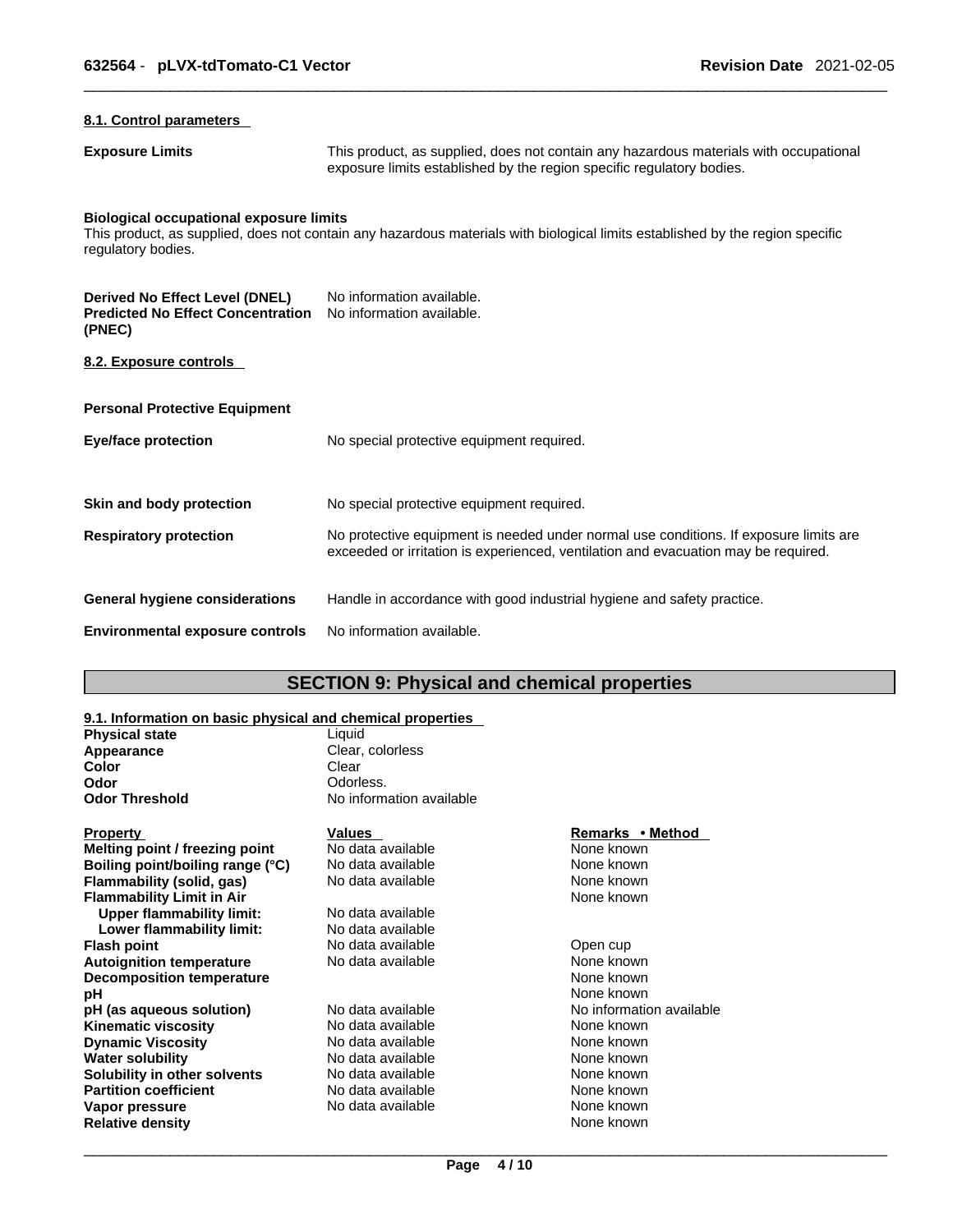### 8.1. Control parameters

**Exposure Limits** This product, as supplied, does not contain any hazardous materials with occupational exposure limits established by the region specific regulatory bodies.

**Biological occupational exposure limits**
This product, as supplied, does not contain any hazardous materials with biological limits established by the region specific regulatory bodies.

**Derived No Effect Level (DNEL)** No information available.
**Predicted No Effect Concentration (PNEC)** No information available.

### 8.2. Exposure controls

**Personal Protective Equipment**

**Eye/face protection** No special protective equipment required.

**Skin and body protection** No special protective equipment required.

**Respiratory protection** No protective equipment is needed under normal use conditions. If exposure limits are exceeded or irritation is experienced, ventilation and evacuation may be required.

**General hygiene considerations** Handle in accordance with good industrial hygiene and safety practice.

**Environmental exposure controls** No information available.

## SECTION 9: Physical and chemical properties

### 9.1. Information on basic physical and chemical properties

| | |
|---|---|
| **Physical state** | Liquid |
| **Appearance** | Clear, colorless |
| **Color** | Clear |
| **Odor** | Odorless. |
| **Odor Threshold** | No information available |

| Property | Values | Remarks • Method |
|---|---|---|
| **Melting point / freezing point** | No data available | None known |
| **Boiling point/boiling range (°C)** | No data available | None known |
| **Flammability (solid, gas)** | No data available | None known |
| **Flammability Limit in Air** | | None known |
| **Upper flammability limit:** | No data available | |
| **Lower flammability limit:** | No data available | |
| **Flash point** | No data available | Open cup |
| **Autoignition temperature** | No data available | None known |
| **Decomposition temperature** | | None known |
| **pH** | | None known |
| **pH (as aqueous solution)** | No data available | No information available |
| **Kinematic viscosity** | No data available | None known |
| **Dynamic Viscosity** | No data available | None known |
| **Water solubility** | No data available | None known |
| **Solubility in other solvents** | No data available | None known |
| **Partition coefficient** | No data available | None known |
| **Vapor pressure** | No data available | None known |
| **Relative density** | | None known |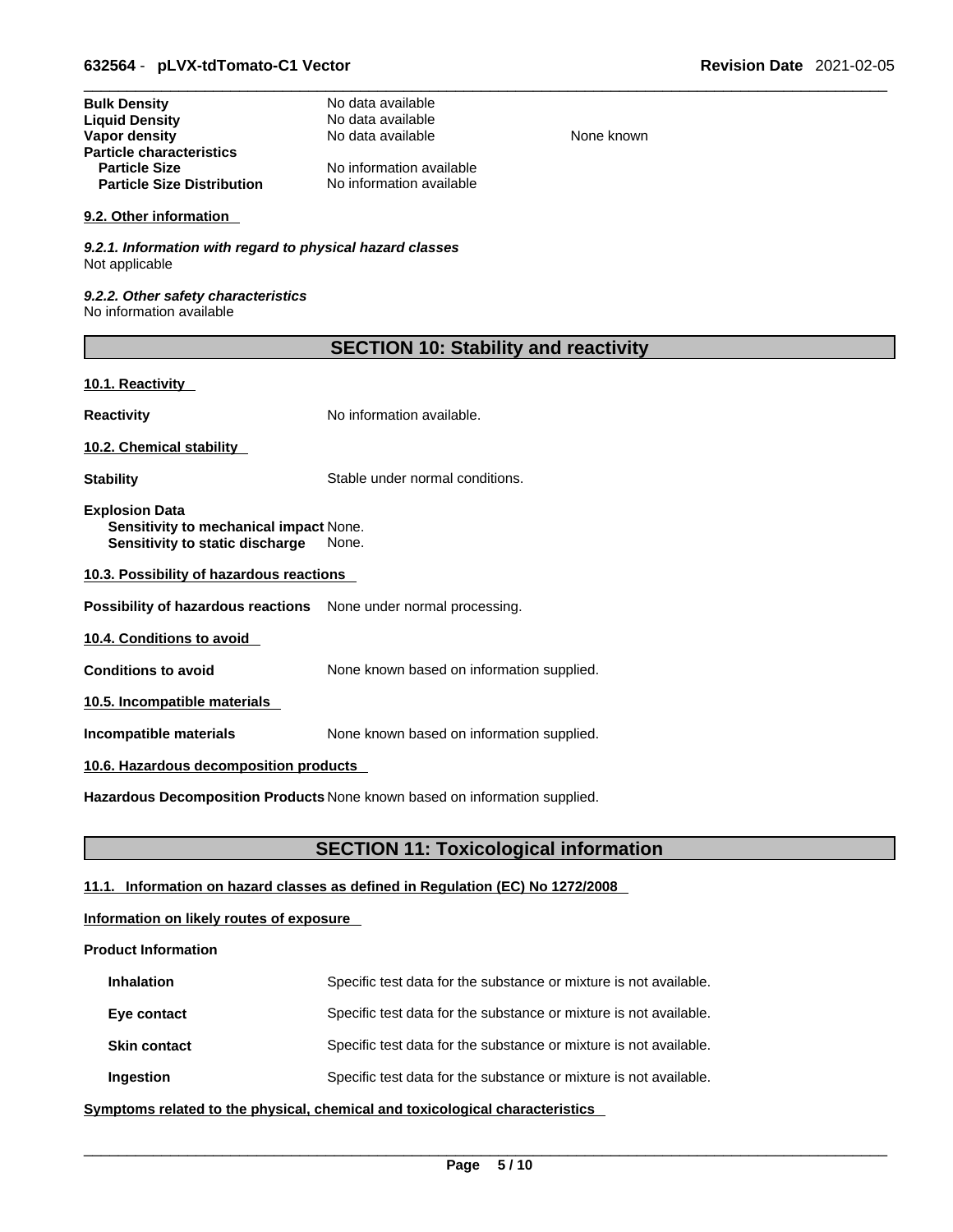| | | |
|---|---|---|
| **Bulk Density** | No data available | |
| **Liquid Density** | No data available | |
| **Vapor density** | No data available | None known |
| **Particle characteristics** | | |
| **Particle Size** | No information available | |
| **Particle Size Distribution** | No information available | |

**9.2. Other information**

***9.2.1. Information with regard to physical hazard classes***
Not applicable

***9.2.2. Other safety characteristics***
No information available

## SECTION 10: Stability and reactivity

**10.1. Reactivity**

**Reactivity** No information available.

**10.2. Chemical stability**

**Stability** Stable under normal conditions.

**Explosion Data**
**Sensitivity to mechanical impact** None.
**Sensitivity to static discharge** None.

**10.3. Possibility of hazardous reactions**

**Possibility of hazardous reactions** None under normal processing.

**10.4. Conditions to avoid**

**Conditions to avoid** None known based on information supplied.

**10.5. Incompatible materials**

**Incompatible materials** None known based on information supplied.

**10.6. Hazardous decomposition products**

**Hazardous Decomposition Products** None known based on information supplied.

## SECTION 11: Toxicological information

**11.1. Information on hazard classes as defined in Regulation (EC) No 1272/2008**

**Information on likely routes of exposure**

**Product Information**

**Inhalation** Specific test data for the substance or mixture is not available.

**Eye contact** Specific test data for the substance or mixture is not available.

**Skin contact** Specific test data for the substance or mixture is not available.

**Ingestion** Specific test data for the substance or mixture is not available.

**Symptoms related to the physical, chemical and toxicological characteristics**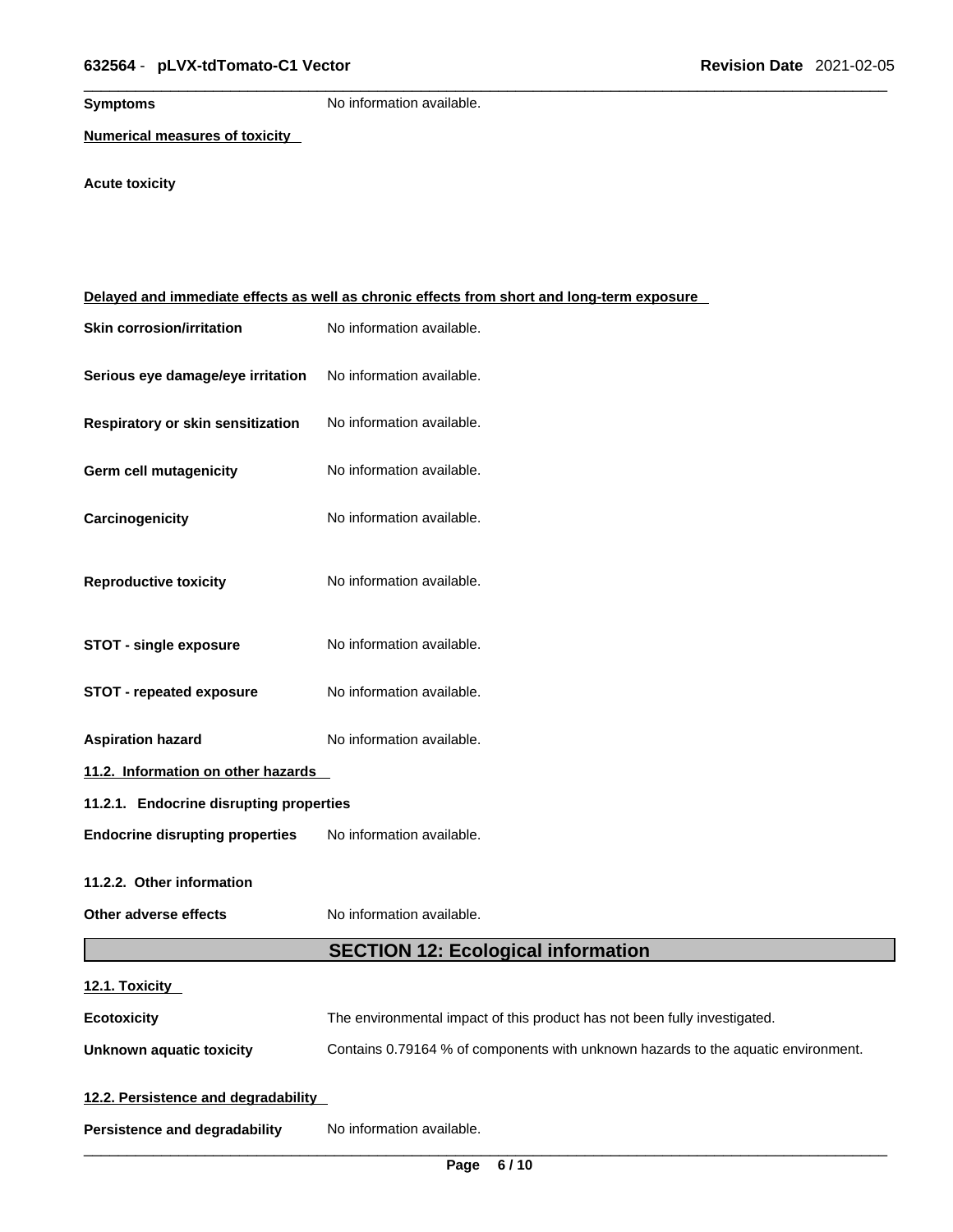**Symptoms** No information available.

**Numerical measures of toxicity**

**Acute toxicity**

**Delayed and immediate effects as well as chronic effects from short and long-term exposure**

| | |
|---|---|
| **Skin corrosion/irritation** | No information available. |
| **Serious eye damage/eye irritation** | No information available. |
| **Respiratory or skin sensitization** | No information available. |
| **Germ cell mutagenicity** | No information available. |
| **Carcinogenicity** | No information available. |
| **Reproductive toxicity** | No information available. |
| **STOT - single exposure** | No information available. |
| **STOT - repeated exposure** | No information available. |
| **Aspiration hazard** | No information available. |

**11.2. Information on other hazards**

**11.2.1. Endocrine disrupting properties**

**Endocrine disrupting properties** No information available.

**11.2.2. Other information**

**Other adverse effects** No information available.

## SECTION 12: Ecological information

**12.1. Toxicity**

**Ecotoxicity** The environmental impact of this product has not been fully investigated.

**Unknown aquatic toxicity** Contains 0.79164 % of components with unknown hazards to the aquatic environment.

**12.2. Persistence and degradability**

**Persistence and degradability** No information available.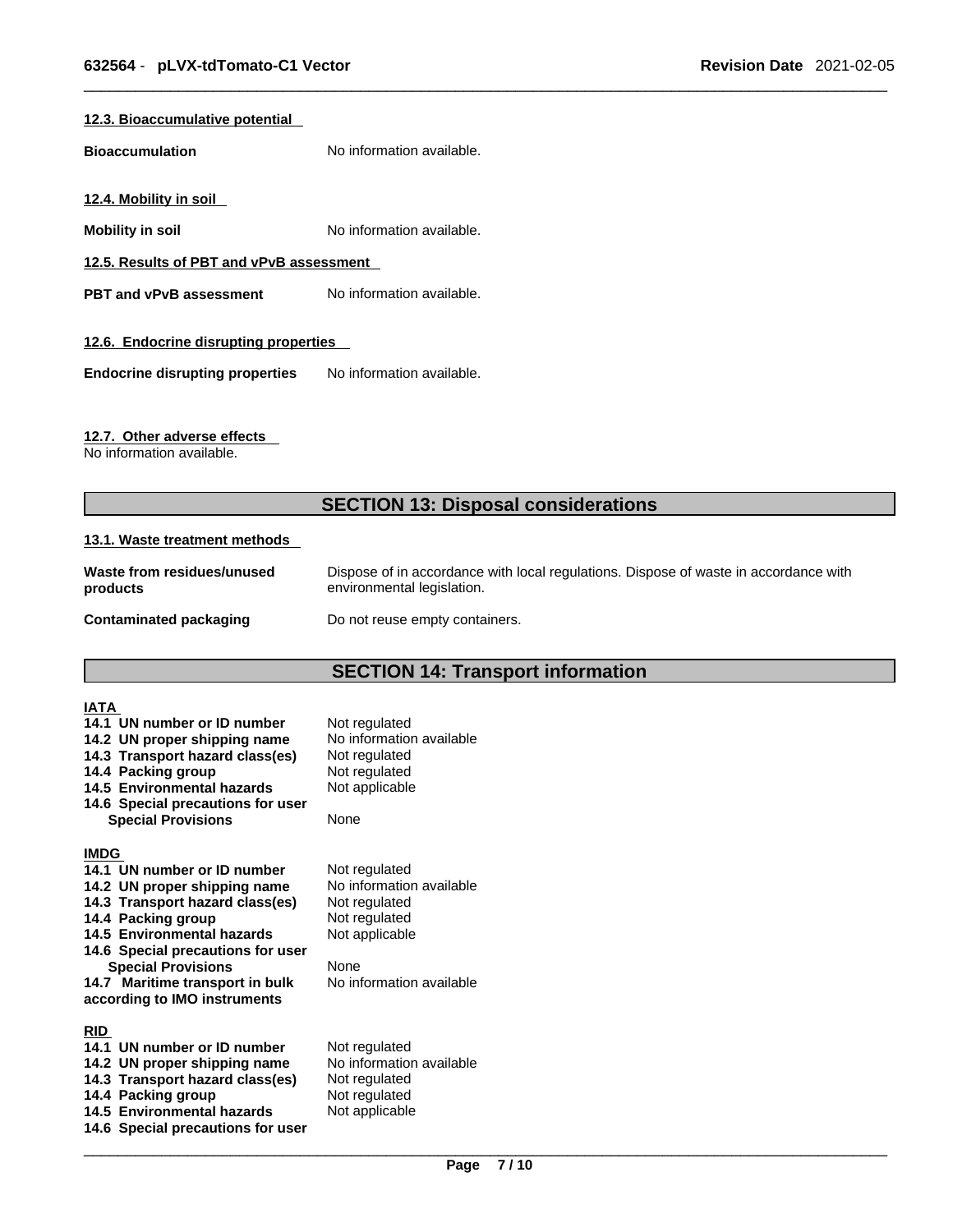### 12.3. Bioaccumulative potential

**Bioaccumulation** No information available.

### 12.4. Mobility in soil

**Mobility in soil** No information available.

### 12.5. Results of PBT and vPvB assessment

**PBT and vPvB assessment** No information available.

### 12.6. Endocrine disrupting properties

**Endocrine disrupting properties** No information available.

### 12.7. Other adverse effects

No information available.

## SECTION 13: Disposal considerations

### 13.1. Waste treatment methods

**Waste from residues/unused products** Dispose of in accordance with local regulations. Dispose of waste in accordance with environmental legislation.

**Contaminated packaging** Do not reuse empty containers.

## SECTION 14: Transport information

**IATA**

| | |
|---|---|
| **14.1 UN number or ID number** | Not regulated |
| **14.2 UN proper shipping name** | No information available |
| **14.3 Transport hazard class(es)** | Not regulated |
| **14.4 Packing group** | Not regulated |
| **14.5 Environmental hazards** | Not applicable |
| **14.6 Special precautions for user** | |
| **Special Provisions** | None |

**IMDG**

| | |
|---|---|
| **14.1 UN number or ID number** | Not regulated |
| **14.2 UN proper shipping name** | No information available |
| **14.3 Transport hazard class(es)** | Not regulated |
| **14.4 Packing group** | Not regulated |
| **14.5 Environmental hazards** | Not applicable |
| **14.6 Special precautions for user** | |
| **Special Provisions** | None |
| **14.7 Maritime transport in bulk according to IMO instruments** | No information available |

**RID**

| | |
|---|---|
| **14.1 UN number or ID number** | Not regulated |
| **14.2 UN proper shipping name** | No information available |
| **14.3 Transport hazard class(es)** | Not regulated |
| **14.4 Packing group** | Not regulated |
| **14.5 Environmental hazards** | Not applicable |
| **14.6 Special precautions for user** | |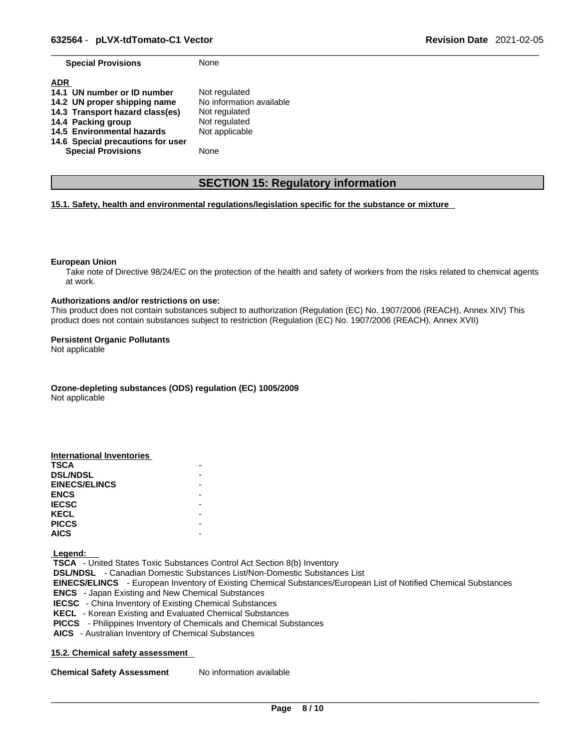| | |
|---|---|
| **Special Provisions** | None |

**ADR**

| | |
|---|---|
| **14.1 UN number or ID number** | Not regulated |
| **14.2 UN proper shipping name** | No information available |
| **14.3 Transport hazard class(es)** | Not regulated |
| **14.4 Packing group** | Not regulated |
| **14.5 Environmental hazards** | Not applicable |
| **14.6 Special precautions for user** | |
| **Special Provisions** | None |

## SECTION 15: Regulatory information

**15.1. Safety, health and environmental regulations/legislation specific for the substance or mixture**

**European Union**

Take note of Directive 98/24/EC on the protection of the health and safety of workers from the risks related to chemical agents at work.

**Authorizations and/or restrictions on use:**

This product does not contain substances subject to authorization (Regulation (EC) No. 1907/2006 (REACH), Annex XIV) This product does not contain substances subject to restriction (Regulation (EC) No. 1907/2006 (REACH), Annex XVII)

**Persistent Organic Pollutants**

Not applicable

**Ozone-depleting substances (ODS) regulation (EC) 1005/2009**

Not applicable

**International Inventories**

| | |
|---|---|
| **TSCA** | - |
| **DSL/NDSL** | - |
| **EINECS/ELINCS** | - |
| **ENCS** | - |
| **IECSC** | - |
| **KECL** | - |
| **PICCS** | - |
| **AICS** | - |

**Legend:**

**TSCA** - United States Toxic Substances Control Act Section 8(b) Inventory
**DSL/NDSL** - Canadian Domestic Substances List/Non-Domestic Substances List
**EINECS/ELINCS** - European Inventory of Existing Chemical Substances/European List of Notified Chemical Substances
**ENCS** - Japan Existing and New Chemical Substances
**IECSC** - China Inventory of Existing Chemical Substances
**KECL** - Korean Existing and Evaluated Chemical Substances
**PICCS** - Philippines Inventory of Chemicals and Chemical Substances
**AICS** - Australian Inventory of Chemical Substances

**15.2. Chemical safety assessment**

| | |
|---|---|
| **Chemical Safety Assessment** | No information available |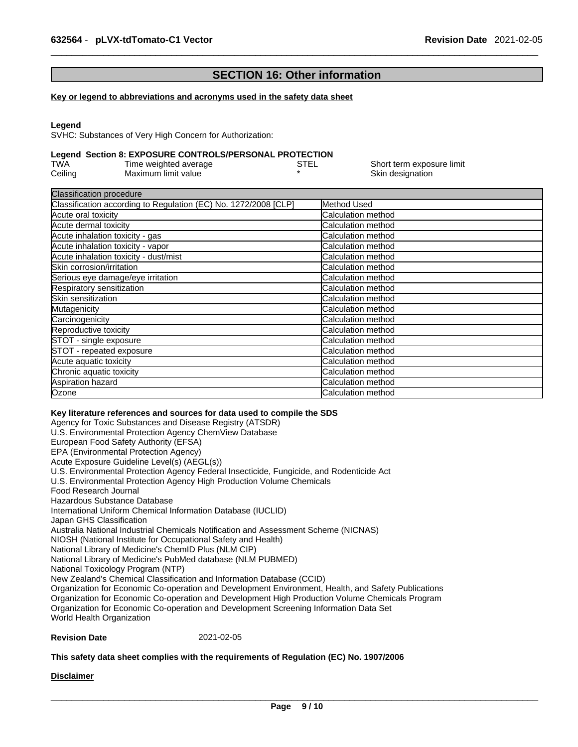## SECTION 16: Other information

**Key or legend to abbreviations and acronyms used in the safety data sheet**

**Legend**
SVHC: Substances of Very High Concern for Authorization:

**Legend Section 8: EXPOSURE CONTROLS/PERSONAL PROTECTION**

| | | | |
|---|---|---|---|
| TWA | Time weighted average | STEL | Short term exposure limit |
| Ceiling | Maximum limit value | * | Skin designation |

| Classification procedure | |
|---|---|
| Classification according to Regulation (EC) No. 1272/2008 [CLP] | Method Used |
| Acute oral toxicity | Calculation method |
| Acute dermal toxicity | Calculation method |
| Acute inhalation toxicity - gas | Calculation method |
| Acute inhalation toxicity - vapor | Calculation method |
| Acute inhalation toxicity - dust/mist | Calculation method |
| Skin corrosion/irritation | Calculation method |
| Serious eye damage/eye irritation | Calculation method |
| Respiratory sensitization | Calculation method |
| Skin sensitization | Calculation method |
| Mutagenicity | Calculation method |
| Carcinogenicity | Calculation method |
| Reproductive toxicity | Calculation method |
| STOT - single exposure | Calculation method |
| STOT - repeated exposure | Calculation method |
| Acute aquatic toxicity | Calculation method |
| Chronic aquatic toxicity | Calculation method |
| Aspiration hazard | Calculation method |
| Ozone | Calculation method |

**Key literature references and sources for data used to compile the SDS**
Agency for Toxic Substances and Disease Registry (ATSDR)
U.S. Environmental Protection Agency ChemView Database
European Food Safety Authority (EFSA)
EPA (Environmental Protection Agency)
Acute Exposure Guideline Level(s) (AEGL(s))
U.S. Environmental Protection Agency Federal Insecticide, Fungicide, and Rodenticide Act
U.S. Environmental Protection Agency High Production Volume Chemicals
Food Research Journal
Hazardous Substance Database
International Uniform Chemical Information Database (IUCLID)
Japan GHS Classification
Australia National Industrial Chemicals Notification and Assessment Scheme (NICNAS)
NIOSH (National Institute for Occupational Safety and Health)
National Library of Medicine's ChemID Plus (NLM CIP)
National Library of Medicine's PubMed database (NLM PUBMED)
National Toxicology Program (NTP)
New Zealand's Chemical Classification and Information Database (CCID)
Organization for Economic Co-operation and Development Environment, Health, and Safety Publications
Organization for Economic Co-operation and Development High Production Volume Chemicals Program
Organization for Economic Co-operation and Development Screening Information Data Set
World Health Organization

**Revision Date** 2021-02-05

**This safety data sheet complies with the requirements of Regulation (EC) No. 1907/2006**

**Disclaimer**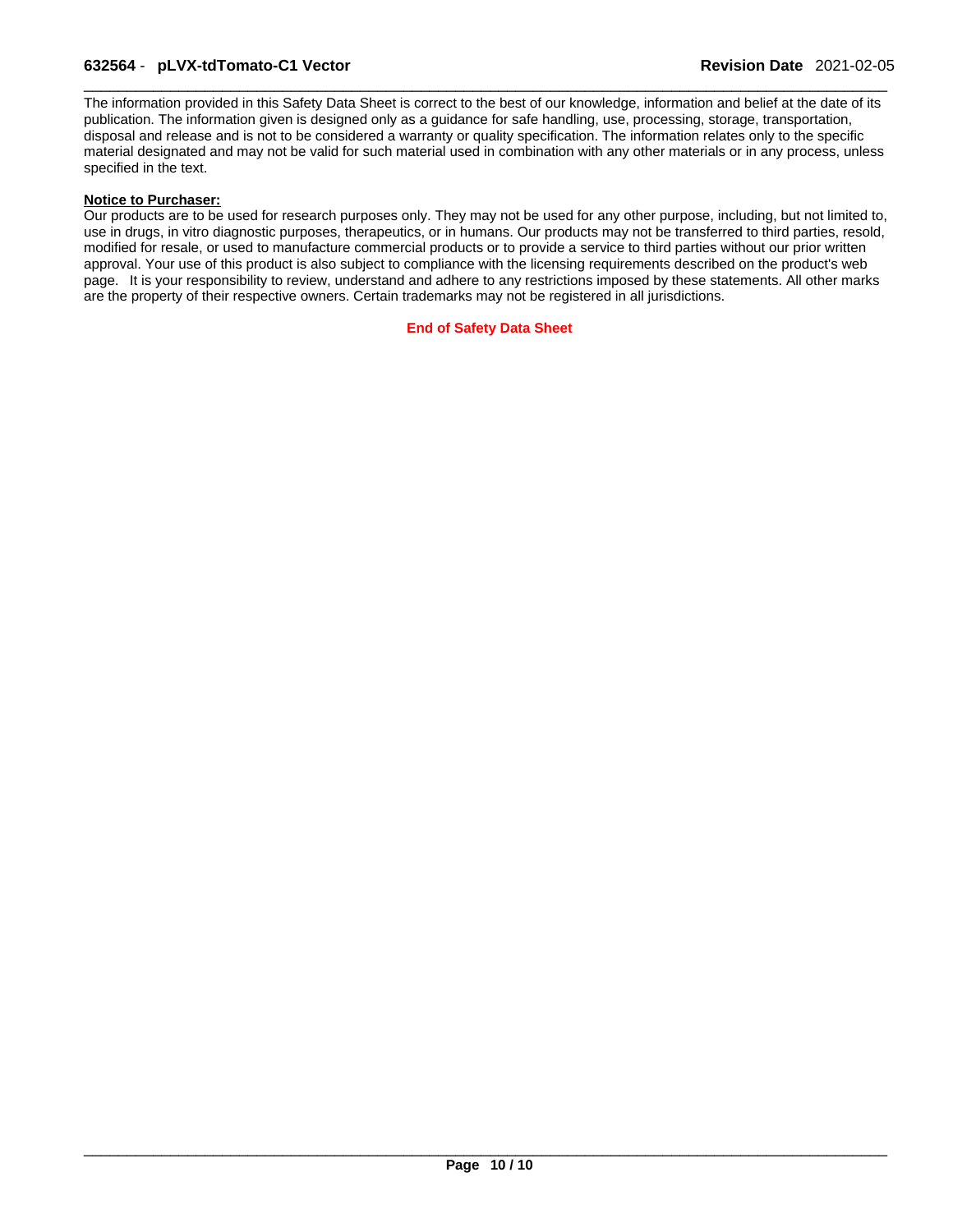The information provided in this Safety Data Sheet is correct to the best of our knowledge, information and belief at the date of its publication. The information given is designed only as a guidance for safe handling, use, processing, storage, transportation, disposal and release and is not to be considered a warranty or quality specification. The information relates only to the specific material designated and may not be valid for such material used in combination with any other materials or in any process, unless specified in the text.

**Notice to Purchaser:**

Our products are to be used for research purposes only. They may not be used for any other purpose, including, but not limited to, use in drugs, in vitro diagnostic purposes, therapeutics, or in humans. Our products may not be transferred to third parties, resold, modified for resale, or used to manufacture commercial products or to provide a service to third parties without our prior written approval. Your use of this product is also subject to compliance with the licensing requirements described on the product's web page. It is your responsibility to review, understand and adhere to any restrictions imposed by these statements. All other marks are the property of their respective owners. Certain trademarks may not be registered in all jurisdictions.

**End of Safety Data Sheet**